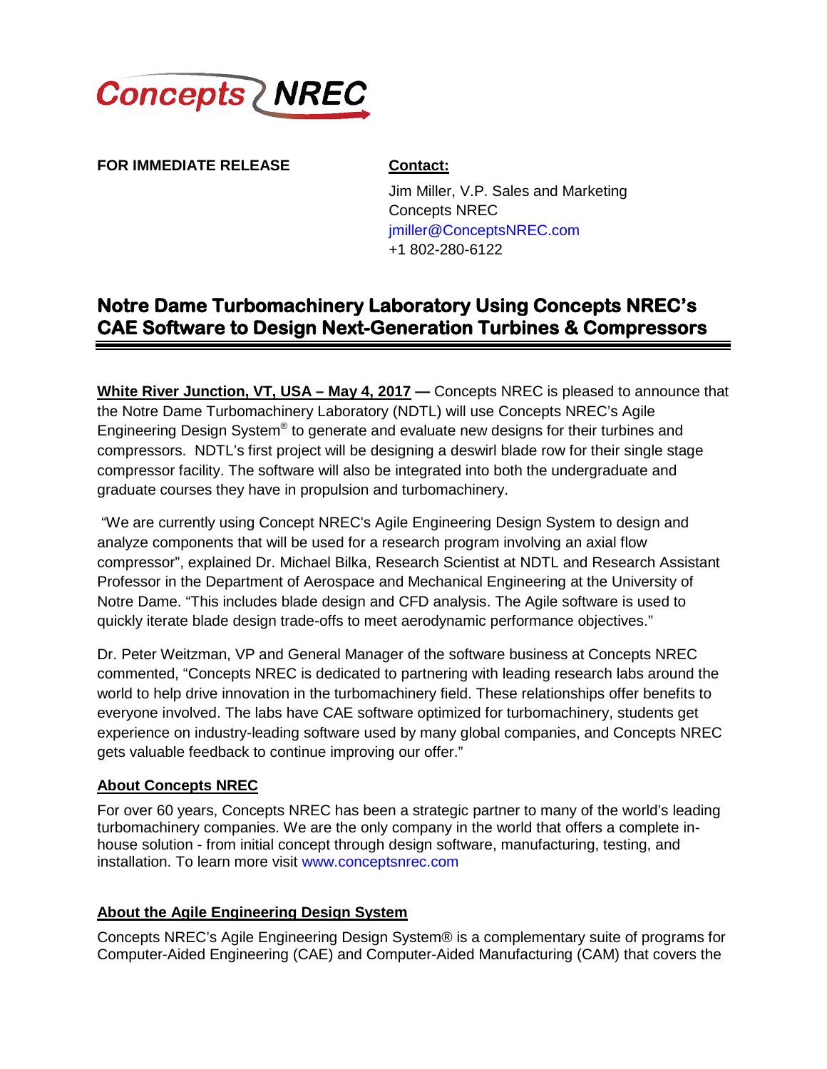Concepts NREC

**FOR IMMEDIATE RELEASE**

**Contact:**

Jim Miller, V.P. Sales and Marketing
Concepts NREC
jmiller@ConceptsNREC.com
+1 802-280-6122

# Notre Dame Turbomachinery Laboratory Using Concepts NREC's CAE Software to Design Next-Generation Turbines & Compressors

**White River Junction, VT, USA – May 4, 2017 —** Concepts NREC is pleased to announce that the Notre Dame Turbomachinery Laboratory (NDTL) will use Concepts NREC's Agile Engineering Design System® to generate and evaluate new designs for their turbines and compressors. NDTL's first project will be designing a deswirl blade row for their single stage compressor facility. The software will also be integrated into both the undergraduate and graduate courses they have in propulsion and turbomachinery.

"We are currently using Concept NREC's Agile Engineering Design System to design and analyze components that will be used for a research program involving an axial flow compressor", explained Dr. Michael Bilka, Research Scientist at NDTL and Research Assistant Professor in the Department of Aerospace and Mechanical Engineering at the University of Notre Dame. "This includes blade design and CFD analysis. The Agile software is used to quickly iterate blade design trade-offs to meet aerodynamic performance objectives."

Dr. Peter Weitzman, VP and General Manager of the software business at Concepts NREC commented, "Concepts NREC is dedicated to partnering with leading research labs around the world to help drive innovation in the turbomachinery field. These relationships offer benefits to everyone involved. The labs have CAE software optimized for turbomachinery, students get experience on industry-leading software used by many global companies, and Concepts NREC gets valuable feedback to continue improving our offer."

## About Concepts NREC

For over 60 years, Concepts NREC has been a strategic partner to many of the world's leading turbomachinery companies. We are the only company in the world that offers a complete in-house solution - from initial concept through design software, manufacturing, testing, and installation. To learn more visit www.conceptsnrec.com

## About the Agile Engineering Design System

Concepts NREC's Agile Engineering Design System® is a complementary suite of programs for Computer-Aided Engineering (CAE) and Computer-Aided Manufacturing (CAM) that covers the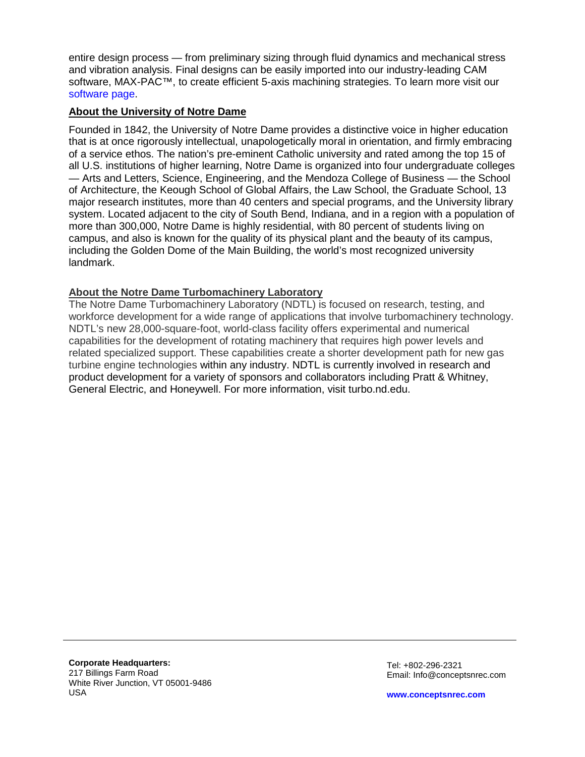entire design process — from preliminary sizing through fluid dynamics and mechanical stress and vibration analysis. Final designs can be easily imported into our industry-leading CAM software, MAX-PAC™, to create efficient 5-axis machining strategies. To learn more visit our software page.

## About the University of Notre Dame

Founded in 1842, the University of Notre Dame provides a distinctive voice in higher education that is at once rigorously intellectual, unapologetically moral in orientation, and firmly embracing of a service ethos. The nation's pre-eminent Catholic university and rated among the top 15 of all U.S. institutions of higher learning, Notre Dame is organized into four undergraduate colleges — Arts and Letters, Science, Engineering, and the Mendoza College of Business — the School of Architecture, the Keough School of Global Affairs, the Law School, the Graduate School, 13 major research institutes, more than 40 centers and special programs, and the University library system. Located adjacent to the city of South Bend, Indiana, and in a region with a population of more than 300,000, Notre Dame is highly residential, with 80 percent of students living on campus, and also is known for the quality of its physical plant and the beauty of its campus, including the Golden Dome of the Main Building, the world's most recognized university landmark.

## About the Notre Dame Turbomachinery Laboratory

The Notre Dame Turbomachinery Laboratory (NDTL) is focused on research, testing, and workforce development for a wide range of applications that involve turbomachinery technology. NDTL's new 28,000-square-foot, world-class facility offers experimental and numerical capabilities for the development of rotating machinery that requires high power levels and related specialized support. These capabilities create a shorter development path for new gas turbine engine technologies within any industry. NDTL is currently involved in research and product development for a variety of sponsors and collaborators including Pratt & Whitney, General Electric, and Honeywell. For more information, visit turbo.nd.edu.

**Corporate Headquarters:**
217 Billings Farm Road
White River Junction, VT 05001-9486
USA

Tel: +802-296-2321
Email: Info@conceptsnrec.com

**www.conceptsnrec.com**